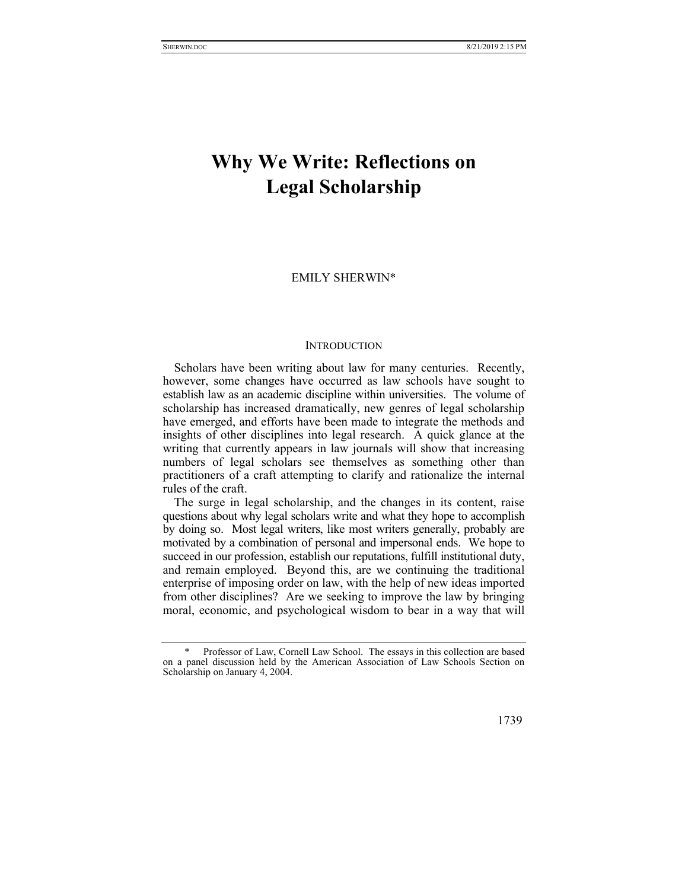# Why We Write: Reflections on Legal Scholarship

EMILY SHERWIN*

## INTRODUCTION

Scholars have been writing about law for many centuries. Recently, however, some changes have occurred as law schools have sought to establish law as an academic discipline within universities. The volume of scholarship has increased dramatically, new genres of legal scholarship have emerged, and efforts have been made to integrate the methods and insights of other disciplines into legal research. A quick glance at the writing that currently appears in law journals will show that increasing numbers of legal scholars see themselves as something other than practitioners of a craft attempting to clarify and rationalize the internal rules of the craft.

The surge in legal scholarship, and the changes in its content, raise questions about why legal scholars write and what they hope to accomplish by doing so. Most legal writers, like most writers generally, probably are motivated by a combination of personal and impersonal ends. We hope to succeed in our profession, establish our reputations, fulfill institutional duty, and remain employed. Beyond this, are we continuing the traditional enterprise of imposing order on law, with the help of new ideas imported from other disciplines? Are we seeking to improve the law by bringing moral, economic, and psychological wisdom to bear in a way that will

---

\* Professor of Law, Cornell Law School. The essays in this collection are based on a panel discussion held by the American Association of Law Schools Section on Scholarship on January 4, 2004.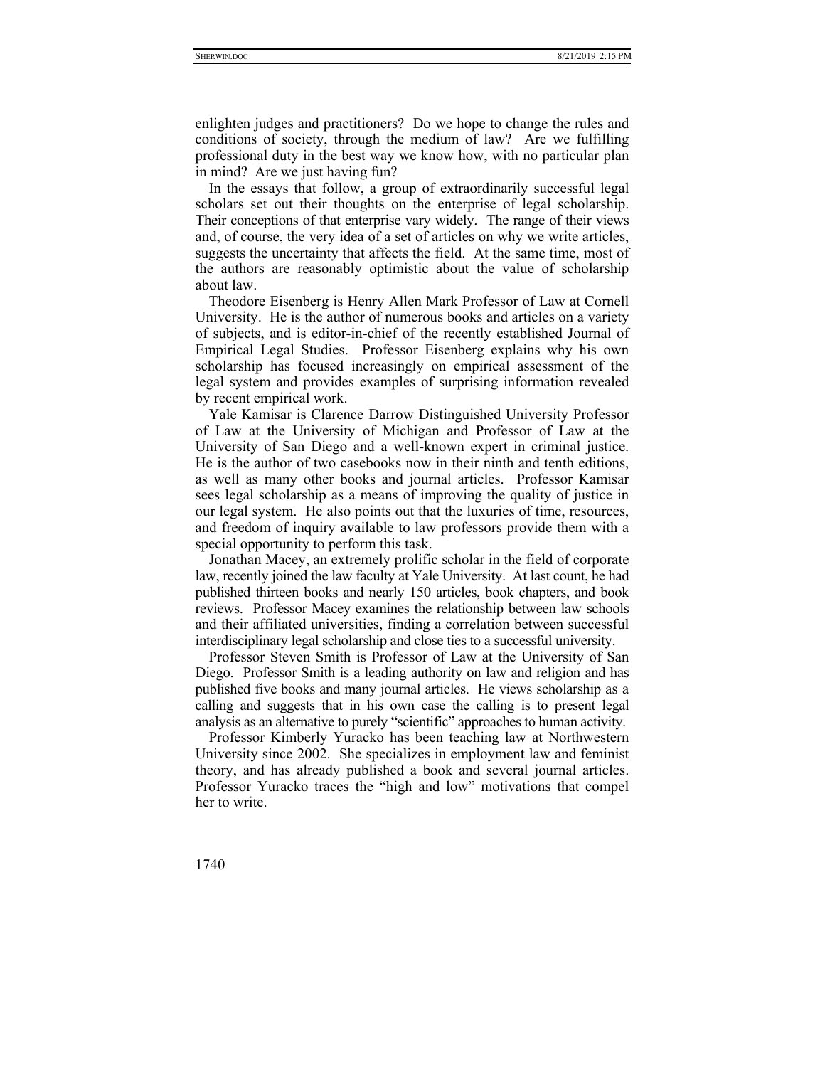enlighten judges and practitioners? Do we hope to change the rules and conditions of society, through the medium of law? Are we fulfilling professional duty in the best way we know how, with no particular plan in mind? Are we just having fun?

In the essays that follow, a group of extraordinarily successful legal scholars set out their thoughts on the enterprise of legal scholarship. Their conceptions of that enterprise vary widely. The range of their views and, of course, the very idea of a set of articles on why we write articles, suggests the uncertainty that affects the field. At the same time, most of the authors are reasonably optimistic about the value of scholarship about law.

Theodore Eisenberg is Henry Allen Mark Professor of Law at Cornell University. He is the author of numerous books and articles on a variety of subjects, and is editor-in-chief of the recently established Journal of Empirical Legal Studies. Professor Eisenberg explains why his own scholarship has focused increasingly on empirical assessment of the legal system and provides examples of surprising information revealed by recent empirical work.

Yale Kamisar is Clarence Darrow Distinguished University Professor of Law at the University of Michigan and Professor of Law at the University of San Diego and a well-known expert in criminal justice. He is the author of two casebooks now in their ninth and tenth editions, as well as many other books and journal articles. Professor Kamisar sees legal scholarship as a means of improving the quality of justice in our legal system. He also points out that the luxuries of time, resources, and freedom of inquiry available to law professors provide them with a special opportunity to perform this task.

Jonathan Macey, an extremely prolific scholar in the field of corporate law, recently joined the law faculty at Yale University. At last count, he had published thirteen books and nearly 150 articles, book chapters, and book reviews. Professor Macey examines the relationship between law schools and their affiliated universities, finding a correlation between successful interdisciplinary legal scholarship and close ties to a successful university.

Professor Steven Smith is Professor of Law at the University of San Diego. Professor Smith is a leading authority on law and religion and has published five books and many journal articles. He views scholarship as a calling and suggests that in his own case the calling is to present legal analysis as an alternative to purely "scientific" approaches to human activity.

Professor Kimberly Yuracko has been teaching law at Northwestern University since 2002. She specializes in employment law and feminist theory, and has already published a book and several journal articles. Professor Yuracko traces the "high and low" motivations that compel her to write.